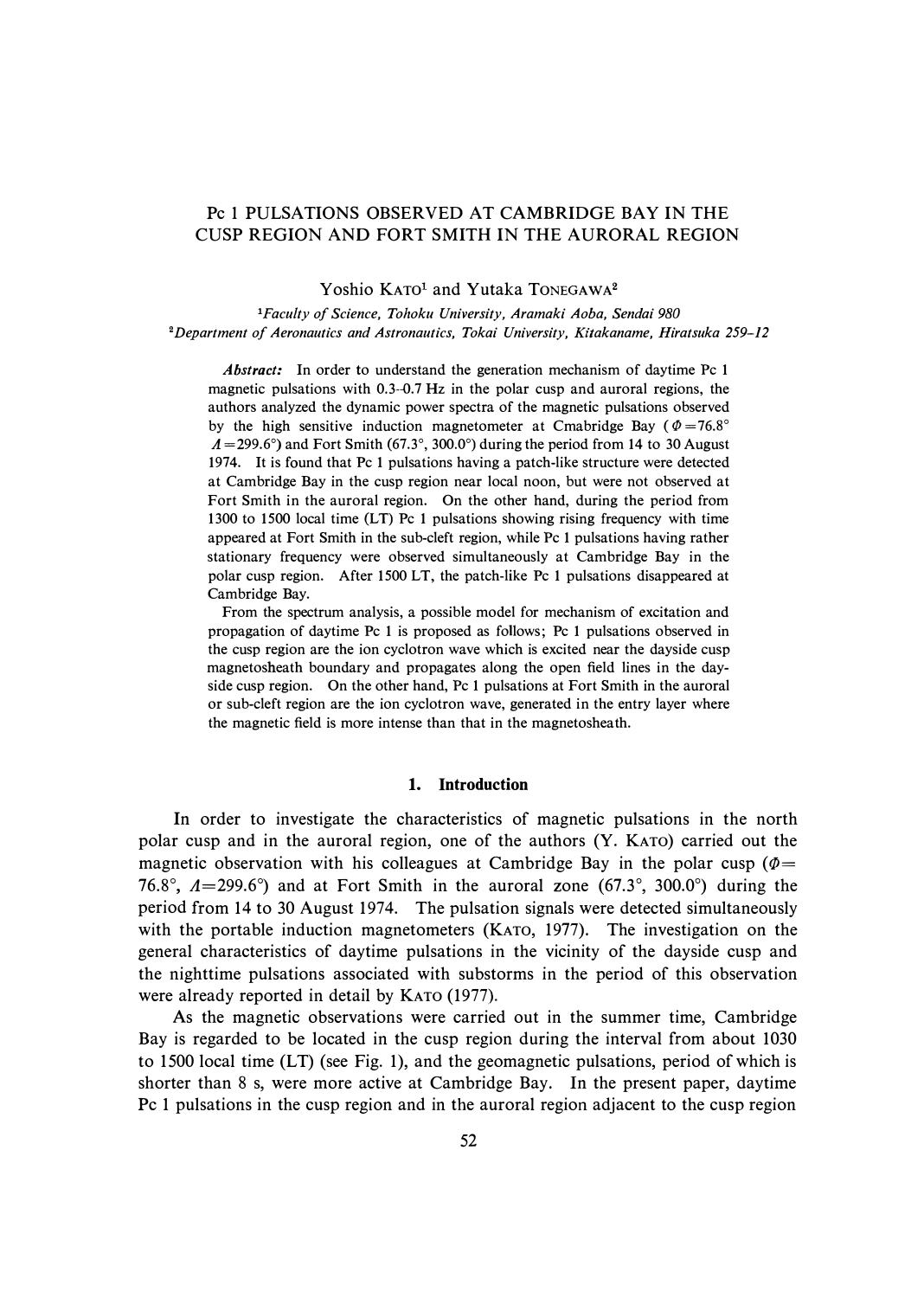# Pc 1 PULSATIONS OBSERVED AT CAMBRIDGE BAY IN THE CUSP REGION AND FORT SMITH IN THE AURORAL REGION

Yoshio KATO[1] and Yutaka TONEGAWA[2]

[1]*Faculty of Science, Tohoku University, Aramaki Aoba, Sendai 980*
[2]*Department of Aeronautics and Astronautics, Tokai University, Kitakaname, Hiratsuka 259-12*

***Abstract:*** In order to understand the generation mechanism of daytime Pc 1 magnetic pulsations with 0.3–0.7 Hz in the polar cusp and auroral regions, the authors analyzed the dynamic power spectra of the magnetic pulsations observed by the high sensitive induction magnetometer at Cmabridge Bay ($\Phi=76.8°$ $\Lambda=299.6°$) and Fort Smith (67.3°, 300.0°) during the period from 14 to 30 August 1974. It is found that Pc 1 pulsations having a patch-like structure were detected at Cambridge Bay in the cusp region near local noon, but were not observed at Fort Smith in the auroral region. On the other hand, during the period from 1300 to 1500 local time (LT) Pc 1 pulsations showing rising frequency with time appeared at Fort Smith in the sub-cleft region, while Pc 1 pulsations having rather stationary frequency were observed simultaneously at Cambridge Bay in the polar cusp region. After 1500 LT, the patch-like Pc 1 pulsations disappeared at Cambridge Bay.

From the spectrum analysis, a possible model for mechanism of excitation and propagation of daytime Pc 1 is proposed as follows; Pc 1 pulsations observed in the cusp region are the ion cyclotron wave which is excited near the dayside cusp magnetosheath boundary and propagates along the open field lines in the dayside cusp region. On the other hand, Pc 1 pulsations at Fort Smith in the auroral or sub-cleft region are the ion cyclotron wave, generated in the entry layer where the magnetic field is more intense than that in the magnetosheath.

## 1. Introduction

In order to investigate the characteristics of magnetic pulsations in the north polar cusp and in the auroral region, one of the authors (Y. KATO) carried out the magnetic observation with his colleagues at Cambridge Bay in the polar cusp ($\Phi=76.8°$, $\Lambda=299.6°$) and at Fort Smith in the auroral zone (67.3°, 300.0°) during the period from 14 to 30 August 1974. The pulsation signals were detected simultaneously with the portable induction magnetometers (KATO, 1977). The investigation on the general characteristics of daytime pulsations in the vicinity of the dayside cusp and the nighttime pulsations associated with substorms in the period of this observation were already reported in detail by KATO (1977).

As the magnetic observations were carried out in the summer time, Cambridge Bay is regarded to be located in the cusp region during the interval from about 1030 to 1500 local time (LT) (see Fig. 1), and the geomagnetic pulsations, period of which is shorter than 8 s, were more active at Cambridge Bay. In the present paper, daytime Pc 1 pulsations in the cusp region and in the auroral region adjacent to the cusp region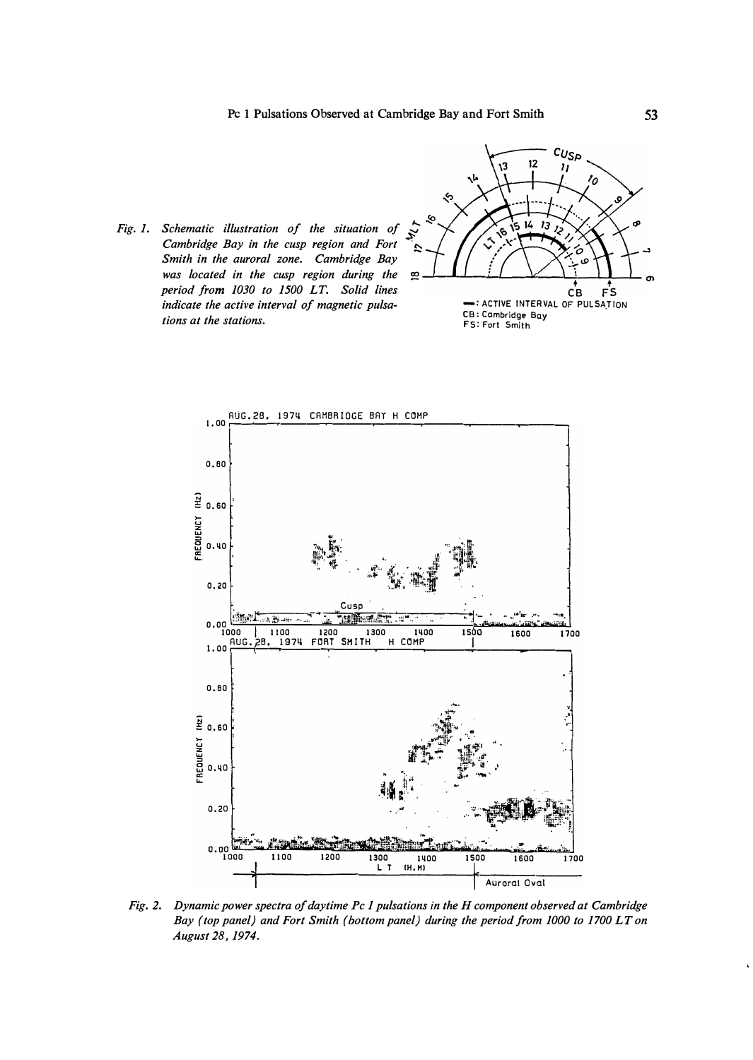Fig. 1. Schematic illustration of the situation of Cambridge Bay in the cusp region and Fort Smith in the auroral zone. Cambridge Bay was located in the cusp region during the period from 1030 to 1500 LT. Solid lines indicate the active interval of magnetic pulsations at the stations.

Fig. 2. Dynamic power spectra of daytime Pc 1 pulsations in the H component observed at Cambridge Bay (top panel) and Fort Smith (bottom panel) during the period from 1000 to 1700 LT on August 28, 1974.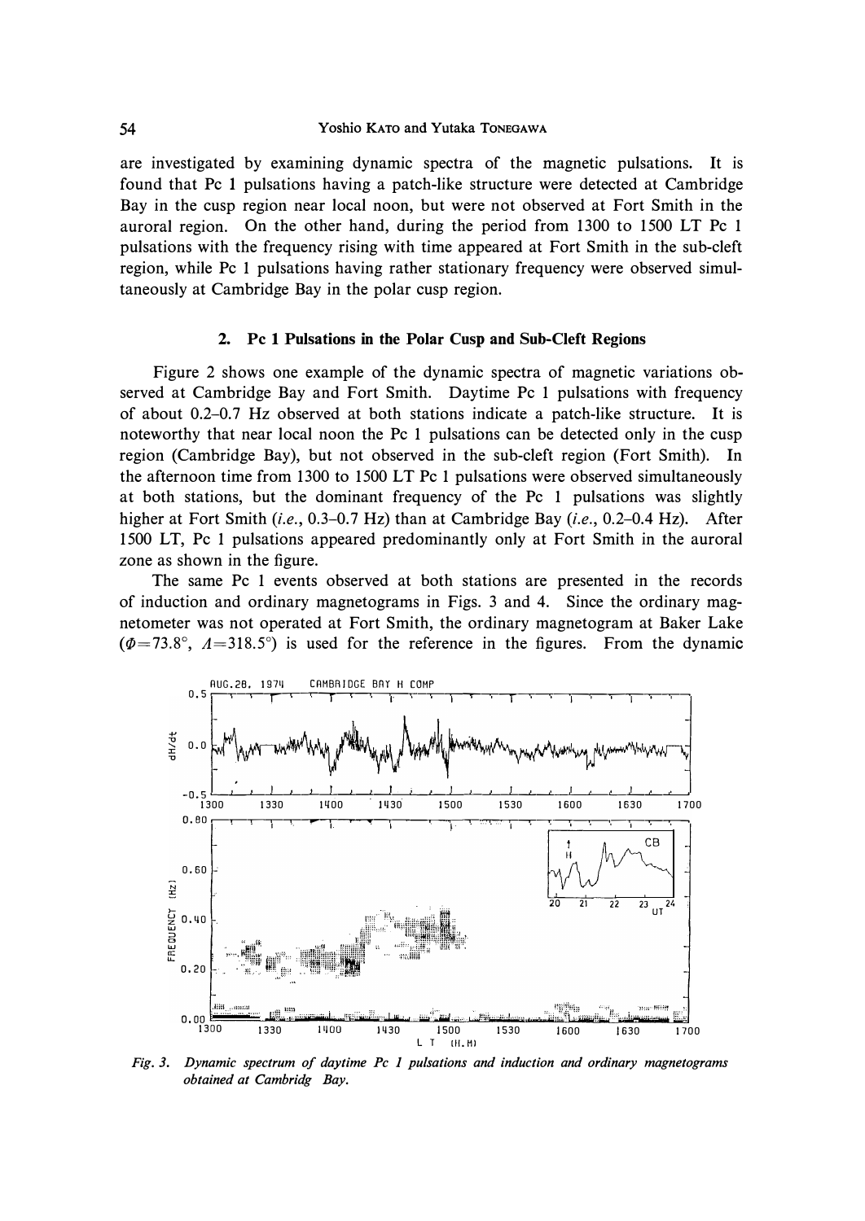are investigated by examining dynamic spectra of the magnetic pulsations. It is found that Pc 1 pulsations having a patch-like structure were detected at Cambridge Bay in the cusp region near local noon, but were not observed at Fort Smith in the auroral region. On the other hand, during the period from 1300 to 1500 LT Pc 1 pulsations with the frequency rising with time appeared at Fort Smith in the sub-cleft region, while Pc 1 pulsations having rather stationary frequency were observed simultaneously at Cambridge Bay in the polar cusp region.

## 2. Pc 1 Pulsations in the Polar Cusp and Sub-Cleft Regions

Figure 2 shows one example of the dynamic spectra of magnetic variations observed at Cambridge Bay and Fort Smith. Daytime Pc 1 pulsations with frequency of about 0.2–0.7 Hz observed at both stations indicate a patch-like structure. It is noteworthy that near local noon the Pc 1 pulsations can be detected only in the cusp region (Cambridge Bay), but not observed in the sub-cleft region (Fort Smith). In the afternoon time from 1300 to 1500 LT Pc 1 pulsations were observed simultaneously at both stations, but the dominant frequency of the Pc 1 pulsations was slightly higher at Fort Smith (*i.e.*, 0.3–0.7 Hz) than at Cambridge Bay (*i.e.*, 0.2–0.4 Hz). After 1500 LT, Pc 1 pulsations appeared predominantly only at Fort Smith in the auroral zone as shown in the figure.

The same Pc 1 events observed at both stations are presented in the records of induction and ordinary magnetograms in Figs. 3 and 4. Since the ordinary magnetometer was not operated at Fort Smith, the ordinary magnetogram at Baker Lake ($\Phi$=73.8°, $\Lambda$=318.5°) is used for the reference in the figures. From the dynamic

*Fig. 3. Dynamic spectrum of daytime Pc 1 pulsations and induction and ordinary magnetograms obtained at Cambridg Bay.*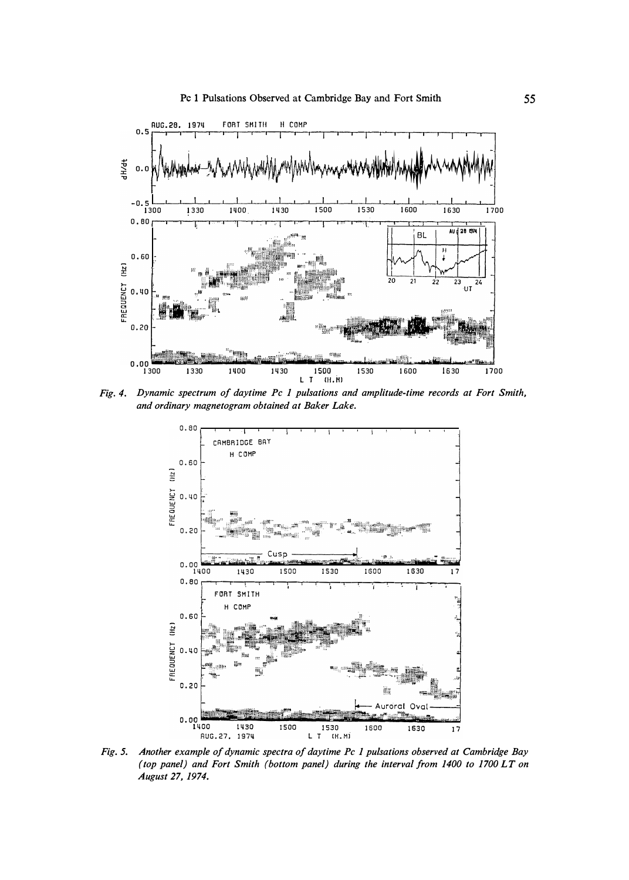*Fig. 4. Dynamic spectrum of daytime Pc 1 pulsations and amplitude-time records at Fort Smith, and ordinary magnetogram obtained at Baker Lake.*

*Fig. 5. Another example of dynamic spectra of daytime Pc 1 pulsations observed at Cambridge Bay (top panel) and Fort Smith (bottom panel) during the interval from 1400 to 1700 LT on August 27, 1974.*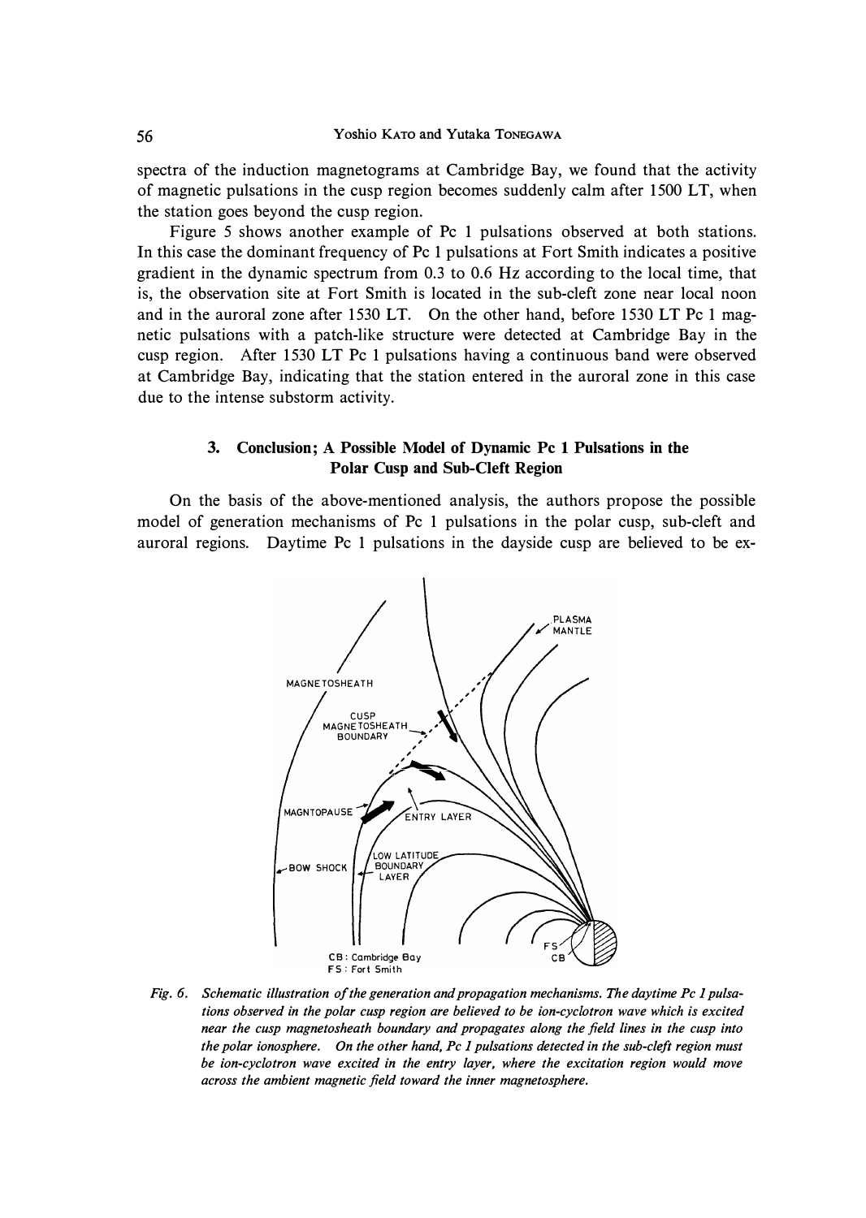spectra of the induction magnetograms at Cambridge Bay, we found that the activity of magnetic pulsations in the cusp region becomes suddenly calm after 1500 LT, when the station goes beyond the cusp region.

Figure 5 shows another example of Pc 1 pulsations observed at both stations. In this case the dominant frequency of Pc 1 pulsations at Fort Smith indicates a positive gradient in the dynamic spectrum from 0.3 to 0.6 Hz according to the local time, that is, the observation site at Fort Smith is located in the sub-cleft zone near local noon and in the auroral zone after 1530 LT. On the other hand, before 1530 LT Pc 1 magnetic pulsations with a patch-like structure were detected at Cambridge Bay in the cusp region. After 1530 LT Pc 1 pulsations having a continuous band were observed at Cambridge Bay, indicating that the station entered in the auroral zone in this case due to the intense substorm activity.

## 3. Conclusion; A Possible Model of Dynamic Pc 1 Pulsations in the Polar Cusp and Sub-Cleft Region

On the basis of the above-mentioned analysis, the authors propose the possible model of generation mechanisms of Pc 1 pulsations in the polar cusp, sub-cleft and auroral regions. Daytime Pc 1 pulsations in the dayside cusp are believed to be ex-

*Fig. 6. Schematic illustration of the generation and propagation mechanisms. The daytime Pc 1 pulsations observed in the polar cusp region are believed to be ion-cyclotron wave which is excited near the cusp magnetosheath boundary and propagates along the field lines in the cusp into the polar ionosphere. On the other hand, Pc 1 pulsations detected in the sub-cleft region must be ion-cyclotron wave excited in the entry layer, where the excitation region would move across the ambient magnetic field toward the inner magnetosphere.*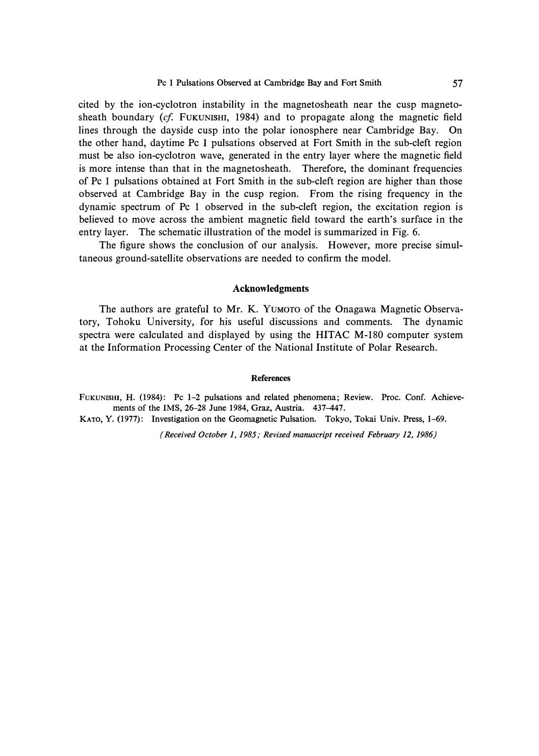cited by the ion-cyclotron instability in the magnetosheath near the cusp magnetosheath boundary (*cf.* FUKUNISHI, 1984) and to propagate along the magnetic field lines through the dayside cusp into the polar ionosphere near Cambridge Bay. On the other hand, daytime Pc 1 pulsations observed at Fort Smith in the sub-cleft region must be also ion-cyclotron wave, generated in the entry layer where the magnetic field is more intense than that in the magnetosheath. Therefore, the dominant frequencies of Pc 1 pulsations obtained at Fort Smith in the sub-cleft region are higher than those observed at Cambridge Bay in the cusp region. From the rising frequency in the dynamic spectrum of Pc 1 observed in the sub-cleft region, the excitation region is believed to move across the ambient magnetic field toward the earth's surface in the entry layer. The schematic illustration of the model is summarized in Fig. 6.

The figure shows the conclusion of our analysis. However, more precise simultaneous ground-satellite observations are needed to confirm the model.

## Acknowledgments

The authors are grateful to Mr. K. YUMOTO of the Onagawa Magnetic Observatory, Tohoku University, for his useful discussions and comments. The dynamic spectra were calculated and displayed by using the HITAC M-180 computer system at the Information Processing Center of the National Institute of Polar Research.

## References

FUKUNISHI, H. (1984): Pc 1–2 pulsations and related phenomena; Review. Proc. Conf. Achievements of the IMS, 26–28 June 1984, Graz, Austria. 437–447.

KATO, Y. (1977): Investigation on the Geomagnetic Pulsation. Tokyo, Tokai Univ. Press, 1–69.

*(Received October 1, 1985; Revised manuscript received February 12, 1986)*